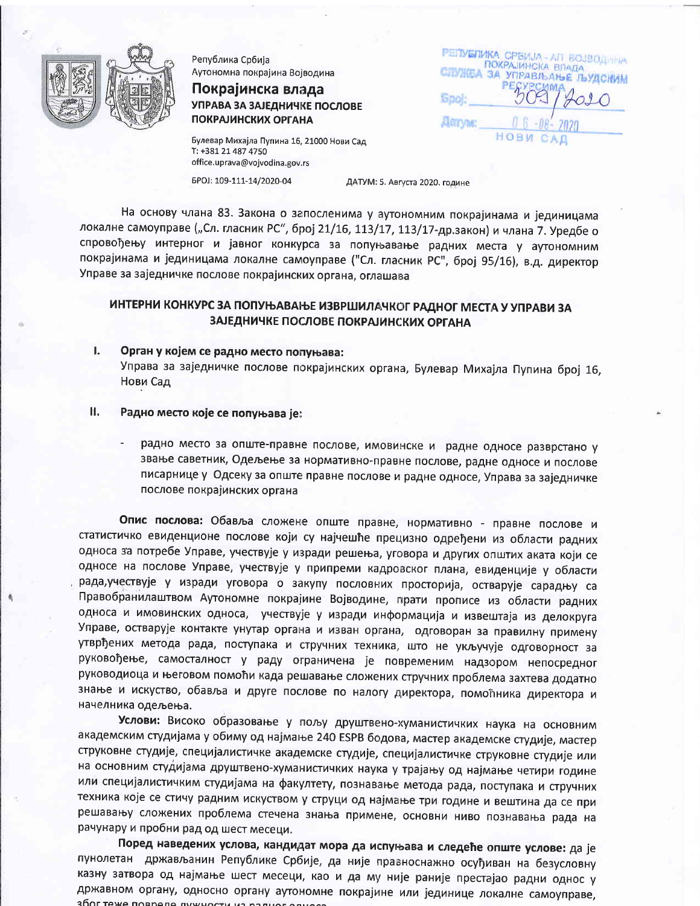Република Србија
Аутономна покрајина Војводина

**Покрајинска влада**

**УПРАВА ЗА ЗАЈЕДНИЧКЕ ПОСЛОВЕ ПОКРАЈИНСКИХ ОРГАНА**

Булевар Михајла Пупина 16, 21000 Нови Сад
Т: +381 21 487 4750
office.uprava@vojvodina.gov.rs

БРОЈ: 109-111-14/2020-04

ДАТУМ: 5. Августа 2020. године

РЕПУБЛИКА СРБИЈА - АП ВОЈВОДИНА
ПОКРАЈИНСКА ВЛАДА
СЛУЖБА ЗА УПРАВЉАЊЕ ЉУДСКИМ РЕСУРСИМА
Број: 309/2020
Датум: 06-08-2020
НОВИ САД

На основу члана 83. Закона о запосленима у аутономним покрајинама и јединицама локалне самоуправе („Сл. гласник РС", број 21/16, 113/17, 113/17-др.закон) и члана 7. Уредбе о спровођењу интерног и јавног конкурса за попуњавање радних места у аутономним покрајинама и јединицама локалне самоуправе ("Сл. гласник РС", број 95/16), в.д. директор Управе за заједничке послове покрајинских органа, оглашава

## ИНТЕРНИ КОНКУРС ЗА ПОПУЊАВАЊЕ ИЗВРШИЛАЧКОГ РАДНОГ МЕСТА У УПРАВИ ЗА ЗАЈЕДНИЧКЕ ПОСЛОВЕ ПОКРАЈИНСКИХ ОРГАНА

**I. Орган у којем се радно место попуњава:**
Управа за заједничке послове покрајинских органа, Булевар Михајла Пупина број 16, Нови Сад

**II. Радно место које се попуњава је:**

- радно место за опште-правне послове, имовинске и радне односе разврстано у звање саветник, Одељење за нормативно-правне послове, радне односе и послове писарнице у Одсеку за опште правне послове и радне односе, Управа за заједничке послове покрајинских органа

**Опис послова:** Обавља сложене опште правне, нормативно - правне послове и статистичко евиденционе послове који су најчешће прецизно одређени из области радних односа за потребе Управе, учествује у изради решења, уговора и других општих аката који се односе на послове Управе, учествује у припреми кадровског плана, евиденције у области рада,учествује у изради уговора о закупу пословних просторија, остварује сарадњу са Правобранилаштвом Аутономне покрајине Војводине, прати прописе из области радних односа и имовинских односа, учествује у изради информација и извештаја из делокруга Управе, остварује контакте унутар органа и изван органа, одговоран за правилну примену утврђених метода рада, поступака и стручних техника, што не укључује одговорност за руковођење, самосталност у раду ограничена је повременим надзором непосредног руководиоца и његовом помоћи када решавање сложених стручних проблема захтева додатно знање и искуство, обавља и друге послове по налогу директора, помоћника директора и начелника одељења.

**Услови:** Високо образовање у пољу друштвено-хуманистичких наука на основним академским студијама у обиму од најмање 240 ESPB бодова, мастер академске студије, мастер струковне студије, специјалистичке академске студије, специјалистичке струковне студије или на основним студијама друштвено-хуманистичких наука у трајању од најмање четири године или специјалистичким студијама на факултету, познавање метода рада, поступака и стручних техника које се стичу радним искуством у струци од најмање три године и вештина да се при решавању сложених проблема стечена знања примене, основни ниво познавања рада на рачунару и пробни рад од шест месеци.

**Поред наведених услова, кандидат мора да испуњава и следеће опште услове:** да је пунолетан држављанин Републике Србије, да није правноснажно осуђиван на безусловну казну затвора од најмање шест месеци, као и да му није раније престајао радни однос у државном органу, односно органу аутономне покрајине или јединице локалне самоуправе, због теже повреде дужности из радног односа.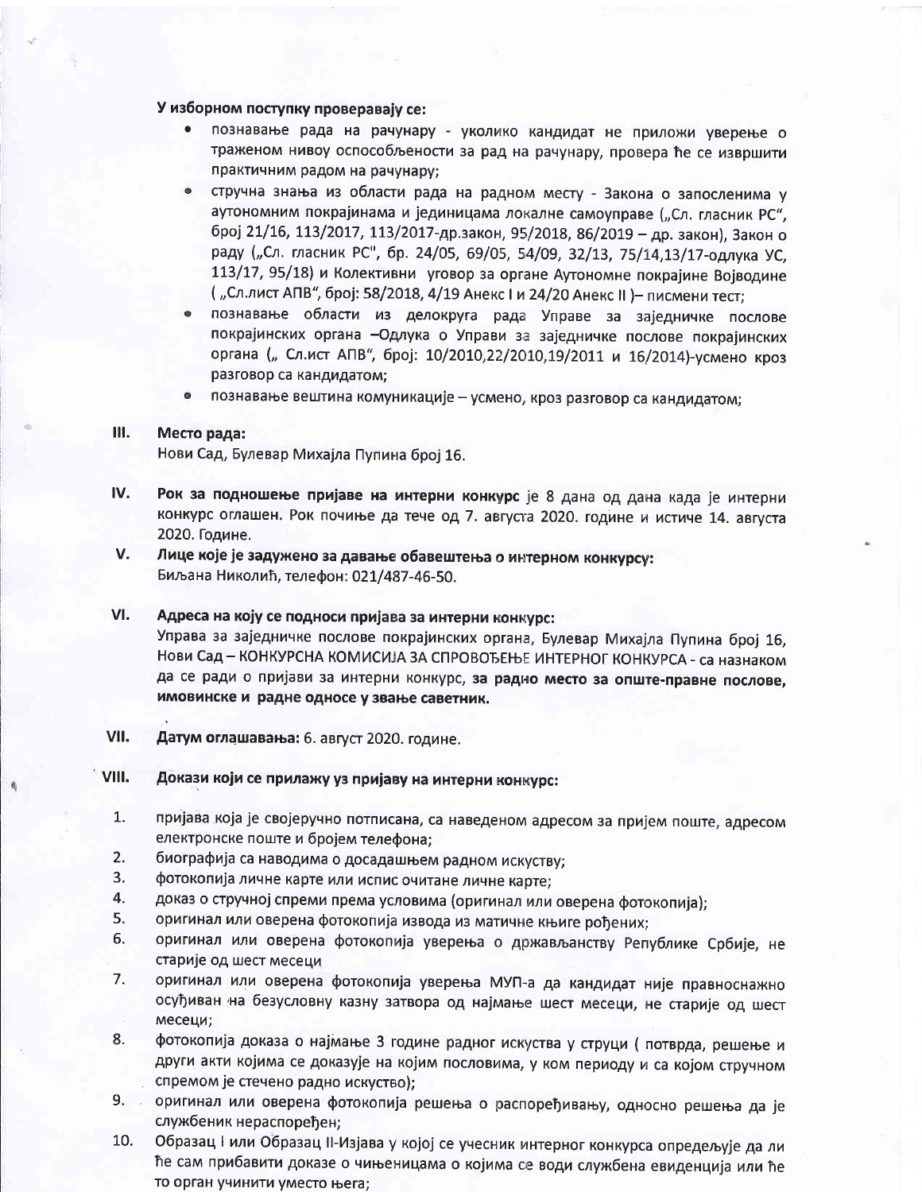**У изборном поступку проверавају се:**

- познавање рада на рачунару - уколико кандидат не приложи уверење о траженом нивоу оспособљености за рад на рачунару, провера ће се извршити практичним радом на рачунару;
- стручна знања из области рада на радном месту - Закона о запосленима у аутономним покрајинама и јединицама локалне самоуправе („Сл. гласник РС", број 21/16, 113/2017, 113/2017-др.закон, 95/2018, 86/2019 – др. закон), Закон о раду („Сл. гласник РС", бр. 24/05, 69/05, 54/09, 32/13, 75/14,13/17-одлука УС, 113/17, 95/18) и Колективни уговор за органе Аутономне покрајине Војводине ( „Сл.лист АПВ", број: 58/2018, 4/19 Анекс I и 24/20 Анекс II )– писмени тест;
- познавање области из делокруга рада Управе за заједничке послове покрајинских органа –Одлука о Управи за заједничке послове покрајинских органа („ Сл.ист АПВ", број: 10/2010,22/2010,19/2011 и 16/2014)-усмено кроз разговор са кандидатом;
- познавање вештина комуникације – усмено, кроз разговор са кандидатом;

**III. Место рада:**
Нови Сад, Булевар Михајла Пупина број 16.

**IV. Рок за подношење пријаве на интерни конкурс** је 8 дана од дана када је интерни конкурс оглашен. Рок почиње да тече од 7. августа 2020. године и истиче 14. августа 2020. Године.

**V. Лице које је задужено за давање обавештења о интерном конкурсу:**
Биљана Николић, телефон: 021/487-46-50.

**VI. Адреса на коју се подноси пријава за интерни конкурс:**
Управа за заједничке послове покрајинских органа, Булевар Михајла Пупина број 16, Нови Сад – КОНКУРСНА КОМИСИЈА ЗА СПРОВОЂЕЊЕ ИНТЕРНОГ КОНКУРСА - са назнаком да се ради о пријави за интерни конкурс, **за радно место за опште-правне послове, имовинске и радне односе у звање саветник.**

**VII. Датум оглашавања:** 6. август 2020. године.

**VIII. Докази који се прилажу уз пријаву на интерни конкурс:**

1. пријава која је својеручно потписана, са наведеном адресом за пријем поште, адресом електронске поште и бројем телефона;
2. биографија са наводима о досадашњем радном искуству;
3. фотокопија личне карте или испис очитане личне карте;
4. доказ о стручној спреми према условима (оригинал или оверена фотокопија);
5. оригинал или оверена фотокопија извода из матичне књиге рођених;
6. оригинал или оверена фотокопија уверења о држављанству Републике Србије, не старије од шест месеци
7. оригинал или оверена фотокопија уверења МУП-а да кандидат није правноснажно осуђиван на безусловну казну затвора од најмање шест месеци, не старије од шест месеци;
8. фотокопија доказа о најмање 3 године радног искуства у струци ( потврда, решење и други акти којима се доказује на којим пословима, у ком периоду и са којом стручном спремом је стечено радно искуство);
9. оригинал или оверена фотокопија решења о распоређивању, односно решења да је службеник нераспоређен;
10. Образац I или Образац II-Изјава у којој се учесник интерног конкурса опредељује да ли ће сам прибавити доказе о чињеницама о којима се води службена евиденција или ће то орган учинити уместо њега;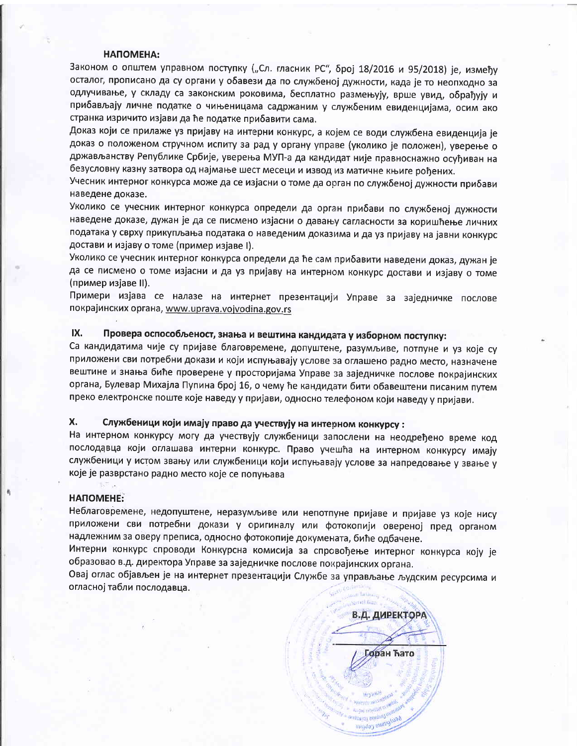**НАПОМЕНА:**

Законом о општем управном поступку („Сл. гласник РС", број 18/2016 и 95/2018) је, између осталог, прописано да су органи у обавези да по службеној дужности, када је то неопходно за одлучивање, у складу са законским роковима, бесплатно размењују, врше увид, обрађују и прибављају личне податке о чињеницама садржаним у службеним евиденцијама, осим ако странка изричито изјави да ће податке прибавити сама.

Доказ који се прилаже уз пријаву на интерни конкурс, а којем се води службена евиденција је доказ о положеном стручном испиту за рад у органу управе (уколико је положен), уверење о држављанству Републике Србије, уверења МУП-а да кандидат није правноснажно осуђиван на безусловну казну затвора од најмање шест месеци и извод из матичне књиге рођених.

Учесник интерног конкурса може да се изјасни о томе да орган по службеној дужности прибави наведене доказе.

Уколико се учесник интерног конкурса определи да орган прибави по службеној дужности наведене доказе, дужан је да се писмено изјасни о давању сагласности за коришћење личних података у сврху прикупљања података о наведеним доказима и да уз пријаву на јавни конкурс достави и изјаву о томе (пример изјаве I).

Уколико се учесник интерног конкурса определи да ће сам прибавити наведени доказ, дужан је да се писмено о томе изјасни и да уз пријаву на интерном конкурс достави и изјаву о томе (пример изјаве II).

Примери изјава се налазе на интернет презентацији Управе за заједничке послове покрајинских органа, www.uprava.vojvodina.gov.rs

## IX. Провера оспособљеност, знања и вештина кандидата у изборном поступку:

Са кандидатима чије су пријаве благовремене, допуштене, разумљиве, потпуне и уз које су приложени сви потребни докази и који испуњавају услове за оглашено радно место, назначене вештине и знања биће проверене у просторијама Управе за заједничке послове покрајинских органа, Булевар Михајла Пупина број 16, о чему ће кандидати бити обавештени писаним путем преко електронске поште које наведу у пријави, односно телефоном који наведу у пријави.

## X. Службеници који имају право да учествују на интерном конкурсу :

На интерном конкурсу могу да учествују службеници запослени на неодређено време код послодавца који оглашава интерни конкурс. Право учешћа на интерном конкурсу имају службеници у истом звању или службеници који испуњавају услове за напредовање у звање у које је разврстано радно место које се попуњава

**НАПОМЕНЕ:**

Неблаговремене, недопуштене, неразумљиве или непотпуне пријаве и пријаве уз које нису приложени сви потребни докази у оригиналу или фотокопији овереној пред органом надлежним за оверу преписа, односно фотокопије докумената, биће одбачене.

Интерни конкурс спроводи Конкурсна комисија за спровођење интерног конкурса коју је образовао в.д. директора Управе за заједничке послове покрајинских органа.

Овај оглас објављен је на интернет презентацији Службе за управљање људским ресурсима и огласној табли послодавца.

**В.Д. ДИРЕКТОРА**

Горан Ћато